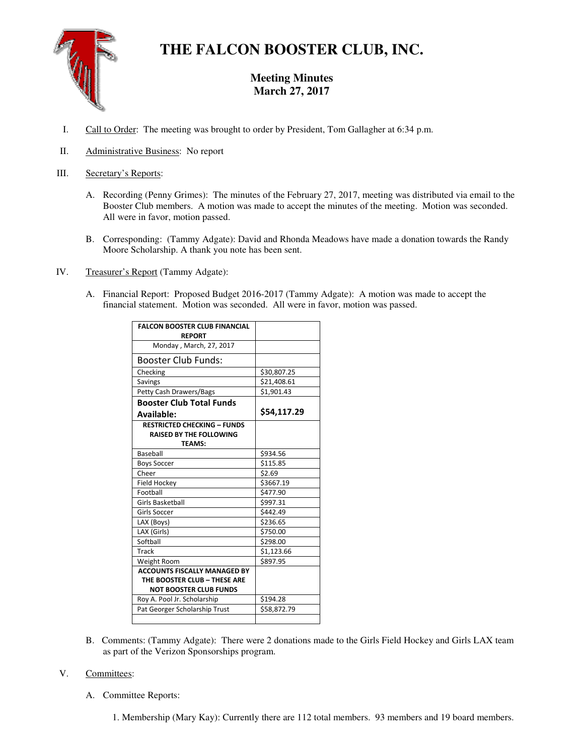# THE FALCON BOOSTER CLUB, INC.

## Meeting Minutes
## March 27, 2017

I. Call to Order: The meeting was brought to order by President, Tom Gallagher at 6:34 p.m.

II. Administrative Business: No report

III. Secretary's Reports:

A. Recording (Penny Grimes): The minutes of the February 27, 2017, meeting was distributed via email to the Booster Club members. A motion was made to accept the minutes of the meeting. Motion was seconded. All were in favor, motion passed.

B. Corresponding: (Tammy Adgate): David and Rhonda Meadows have made a donation towards the Randy Moore Scholarship. A thank you note has been sent.

IV. Treasurer's Report (Tammy Adgate):

A. Financial Report: Proposed Budget 2016-2017 (Tammy Adgate): A motion was made to accept the financial statement. Motion was seconded. All were in favor, motion was passed.

| **FALCON BOOSTER CLUB FINANCIAL REPORT** | |
|---|---|
| Monday , March, 27, 2017 | |
| Booster Club Funds: | |
| Checking | $30,807.25 |
| Savings | $21,408.61 |
| Petty Cash Drawers/Bags | $1,901.43 |
| **Booster Club Total Funds Available:** | **$54,117.29** |
| **RESTRICTED CHECKING – FUNDS RAISED BY THE FOLLOWING TEAMS:** | |
| Baseball | $934.56 |
| Boys Soccer | $115.85 |
| Cheer | $2.69 |
| Field Hockey | $3667.19 |
| Football | $477.90 |
| Girls Basketball | $997.31 |
| Girls Soccer | $442.49 |
| LAX (Boys) | $236.65 |
| LAX (Girls) | $750.00 |
| Softball | $298.00 |
| Track | $1,123.66 |
| Weight Room | $897.95 |
| **ACCOUNTS FISCALLY MANAGED BY THE BOOSTER CLUB – THESE ARE NOT BOOSTER CLUB FUNDS** | |
| Roy A. Pool Jr. Scholarship | $194.28 |
| Pat Georger Scholarship Trust | $58,872.79 |
| | |

B. Comments: (Tammy Adgate): There were 2 donations made to the Girls Field Hockey and Girls LAX team as part of the Verizon Sponsorships program.

V. Committees:

A. Committee Reports:

1. Membership (Mary Kay): Currently there are 112 total members. 93 members and 19 board members.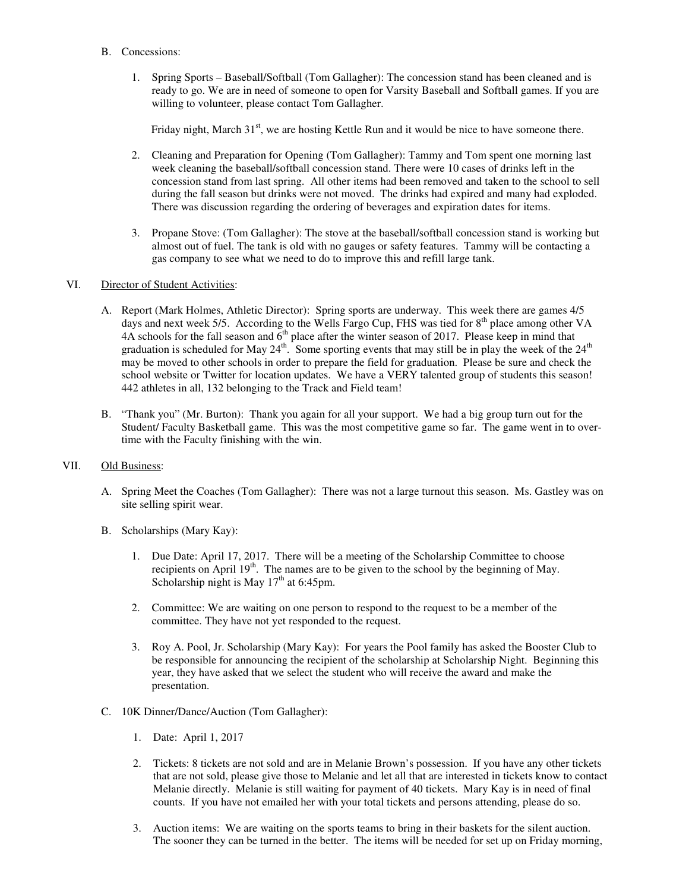B. Concessions:

1. Spring Sports – Baseball/Softball (Tom Gallagher): The concession stand has been cleaned and is ready to go. We are in need of someone to open for Varsity Baseball and Softball games. If you are willing to volunteer, please contact Tom Gallagher.

   Friday night, March 31st, we are hosting Kettle Run and it would be nice to have someone there.

2. Cleaning and Preparation for Opening (Tom Gallagher): Tammy and Tom spent one morning last week cleaning the baseball/softball concession stand. There were 10 cases of drinks left in the concession stand from last spring. All other items had been removed and taken to the school to sell during the fall season but drinks were not moved. The drinks had expired and many had exploded. There was discussion regarding the ordering of beverages and expiration dates for items.

3. Propane Stove: (Tom Gallagher): The stove at the baseball/softball concession stand is working but almost out of fuel. The tank is old with no gauges or safety features. Tammy will be contacting a gas company to see what we need to do to improve this and refill large tank.

VI. Director of Student Activities:

A. Report (Mark Holmes, Athletic Director): Spring sports are underway. This week there are games 4/5 days and next week 5/5. According to the Wells Fargo Cup, FHS was tied for 8th place among other VA 4A schools for the fall season and 6th place after the winter season of 2017. Please keep in mind that graduation is scheduled for May 24th. Some sporting events that may still be in play the week of the 24th may be moved to other schools in order to prepare the field for graduation. Please be sure and check the school website or Twitter for location updates. We have a VERY talented group of students this season! 442 athletes in all, 132 belonging to the Track and Field team!

B. "Thank you" (Mr. Burton): Thank you again for all your support. We had a big group turn out for the Student/ Faculty Basketball game. This was the most competitive game so far. The game went in to over-time with the Faculty finishing with the win.

VII. Old Business:

A. Spring Meet the Coaches (Tom Gallagher): There was not a large turnout this season. Ms. Gastley was on site selling spirit wear.

B. Scholarships (Mary Kay):

1. Due Date: April 17, 2017. There will be a meeting of the Scholarship Committee to choose recipients on April 19th. The names are to be given to the school by the beginning of May. Scholarship night is May 17th at 6:45pm.

2. Committee: We are waiting on one person to respond to the request to be a member of the committee. They have not yet responded to the request.

3. Roy A. Pool, Jr. Scholarship (Mary Kay): For years the Pool family has asked the Booster Club to be responsible for announcing the recipient of the scholarship at Scholarship Night. Beginning this year, they have asked that we select the student who will receive the award and make the presentation.

C. 10K Dinner/Dance/Auction (Tom Gallagher):

1. Date: April 1, 2017

2. Tickets: 8 tickets are not sold and are in Melanie Brown's possession. If you have any other tickets that are not sold, please give those to Melanie and let all that are interested in tickets know to contact Melanie directly. Melanie is still waiting for payment of 40 tickets. Mary Kay is in need of final counts. If you have not emailed her with your total tickets and persons attending, please do so.

3. Auction items: We are waiting on the sports teams to bring in their baskets for the silent auction. The sooner they can be turned in the better. The items will be needed for set up on Friday morning,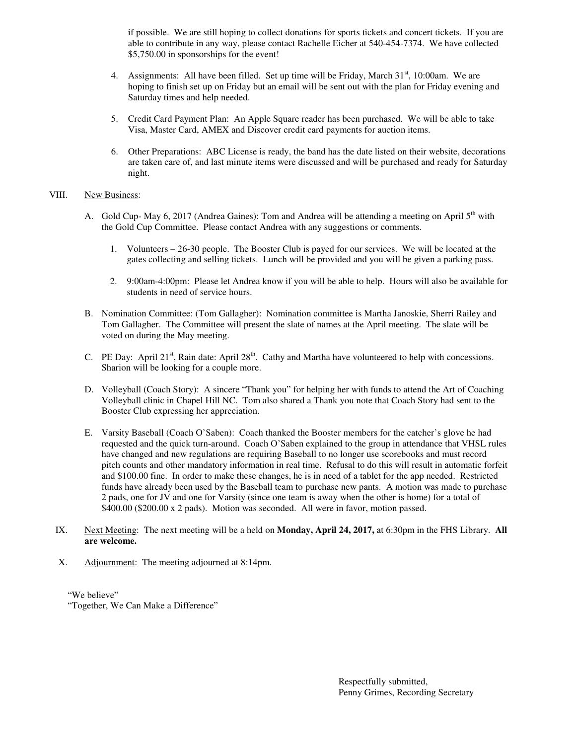if possible. We are still hoping to collect donations for sports tickets and concert tickets. If you are able to contribute in any way, please contact Rachelle Eicher at 540-454-7374. We have collected $5,750.00 in sponsorships for the event!

4. Assignments: All have been filled. Set up time will be Friday, March 31st, 10:00am. We are hoping to finish set up on Friday but an email will be sent out with the plan for Friday evening and Saturday times and help needed.

5. Credit Card Payment Plan: An Apple Square reader has been purchased. We will be able to take Visa, Master Card, AMEX and Discover credit card payments for auction items.

6. Other Preparations: ABC License is ready, the band has the date listed on their website, decorations are taken care of, and last minute items were discussed and will be purchased and ready for Saturday night.

VIII. New Business:

A. Gold Cup- May 6, 2017 (Andrea Gaines): Tom and Andrea will be attending a meeting on April 5th with the Gold Cup Committee. Please contact Andrea with any suggestions or comments.

1. Volunteers – 26-30 people. The Booster Club is payed for our services. We will be located at the gates collecting and selling tickets. Lunch will be provided and you will be given a parking pass.

2. 9:00am-4:00pm: Please let Andrea know if you will be able to help. Hours will also be available for students in need of service hours.

B. Nomination Committee: (Tom Gallagher): Nomination committee is Martha Janoskie, Sherri Railey and Tom Gallagher. The Committee will present the slate of names at the April meeting. The slate will be voted on during the May meeting.

C. PE Day: April 21st, Rain date: April 28th. Cathy and Martha have volunteered to help with concessions. Sharion will be looking for a couple more.

D. Volleyball (Coach Story): A sincere "Thank you" for helping her with funds to attend the Art of Coaching Volleyball clinic in Chapel Hill NC. Tom also shared a Thank you note that Coach Story had sent to the Booster Club expressing her appreciation.

E. Varsity Baseball (Coach O'Saben): Coach thanked the Booster members for the catcher's glove he had requested and the quick turn-around. Coach O'Saben explained to the group in attendance that VHSL rules have changed and new regulations are requiring Baseball to no longer use scorebooks and must record pitch counts and other mandatory information in real time. Refusal to do this will result in automatic forfeit and $100.00 fine. In order to make these changes, he is in need of a tablet for the app needed. Restricted funds have already been used by the Baseball team to purchase new pants. A motion was made to purchase 2 pads, one for JV and one for Varsity (since one team is away when the other is home) for a total of $400.00 ($200.00 x 2 pads). Motion was seconded. All were in favor, motion passed.

IX. Next Meeting: The next meeting will be a held on **Monday, April 24, 2017,** at 6:30pm in the FHS Library. **All are welcome.**

X. Adjournment: The meeting adjourned at 8:14pm.

"We believe"
"Together, We Can Make a Difference"

Respectfully submitted,
Penny Grimes, Recording Secretary